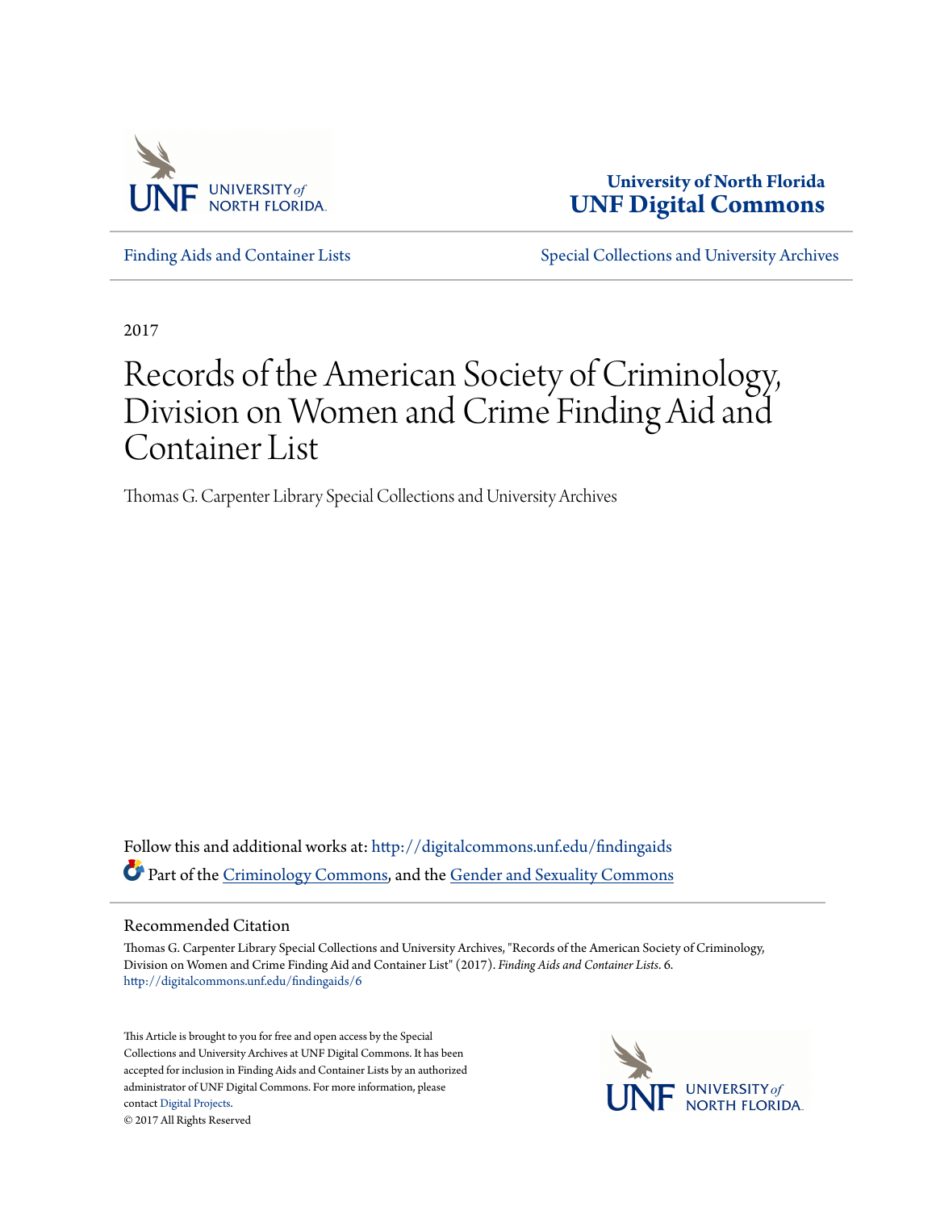University of North Florida
**UNF Digital Commons**

Finding Aids and Container Lists | Special Collections and University Archives

2017

# Records of the American Society of Criminology, Division on Women and Crime Finding Aid and Container List

Thomas G. Carpenter Library Special Collections and University Archives

Follow this and additional works at: http://digitalcommons.unf.edu/findingaids

Part of the Criminology Commons, and the Gender and Sexuality Commons

## Recommended Citation

Thomas G. Carpenter Library Special Collections and University Archives, "Records of the American Society of Criminology, Division on Women and Crime Finding Aid and Container List" (2017). *Finding Aids and Container Lists*. 6.
http://digitalcommons.unf.edu/findingaids/6

This Article is brought to you for free and open access by the Special Collections and University Archives at UNF Digital Commons. It has been accepted for inclusion in Finding Aids and Container Lists by an authorized administrator of UNF Digital Commons. For more information, please contact Digital Projects.
© 2017 All Rights Reserved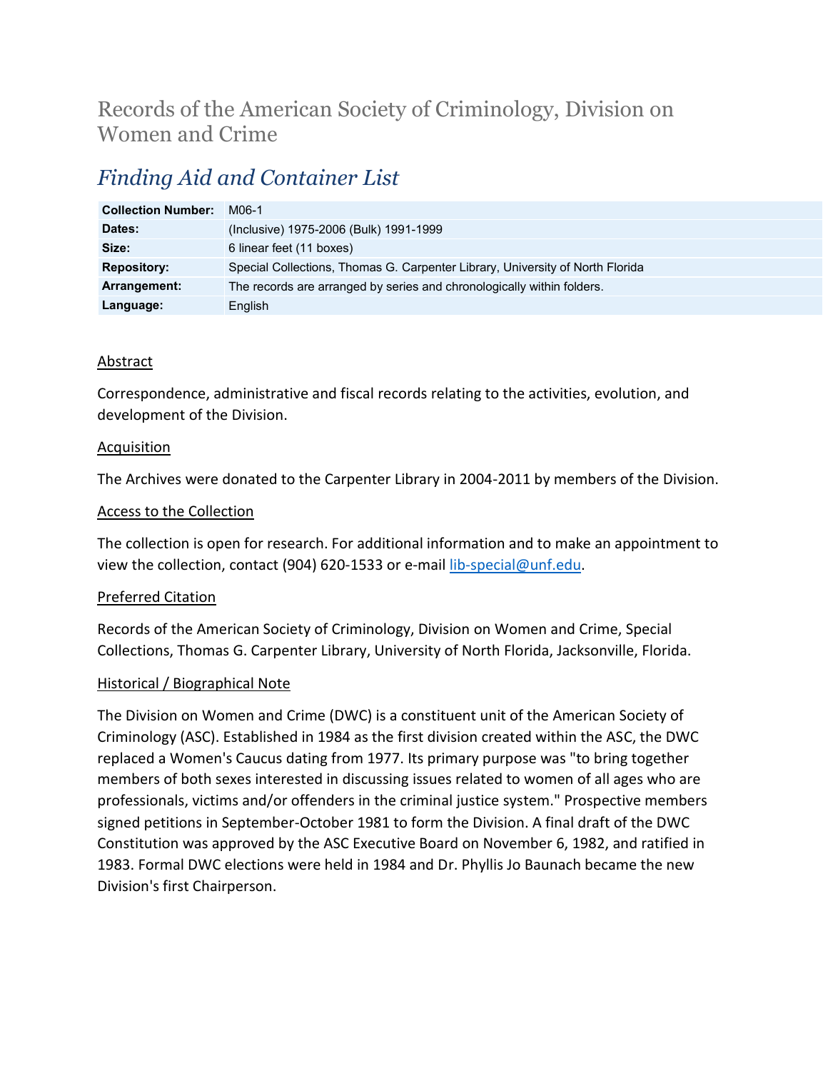# Records of the American Society of Criminology, Division on Women and Crime

## *Finding Aid and Container List*

| | |
|---|---|
| **Collection Number:** | M06-1 |
| **Dates:** | (Inclusive) 1975-2006 (Bulk) 1991-1999 |
| **Size:** | 6 linear feet (11 boxes) |
| **Repository:** | Special Collections, Thomas G. Carpenter Library, University of North Florida |
| **Arrangement:** | The records are arranged by series and chronologically within folders. |
| **Language:** | English |

### Abstract

Correspondence, administrative and fiscal records relating to the activities, evolution, and development of the Division.

### Acquisition

The Archives were donated to the Carpenter Library in 2004-2011 by members of the Division.

### Access to the Collection

The collection is open for research. For additional information and to make an appointment to view the collection, contact (904) 620-1533 or e-mail lib-special@unf.edu.

### Preferred Citation

Records of the American Society of Criminology, Division on Women and Crime, Special Collections, Thomas G. Carpenter Library, University of North Florida, Jacksonville, Florida.

### Historical / Biographical Note

The Division on Women and Crime (DWC) is a constituent unit of the American Society of Criminology (ASC). Established in 1984 as the first division created within the ASC, the DWC replaced a Women's Caucus dating from 1977. Its primary purpose was "to bring together members of both sexes interested in discussing issues related to women of all ages who are professionals, victims and/or offenders in the criminal justice system." Prospective members signed petitions in September-October 1981 to form the Division. A final draft of the DWC Constitution was approved by the ASC Executive Board on November 6, 1982, and ratified in 1983. Formal DWC elections were held in 1984 and Dr. Phyllis Jo Baunach became the new Division's first Chairperson.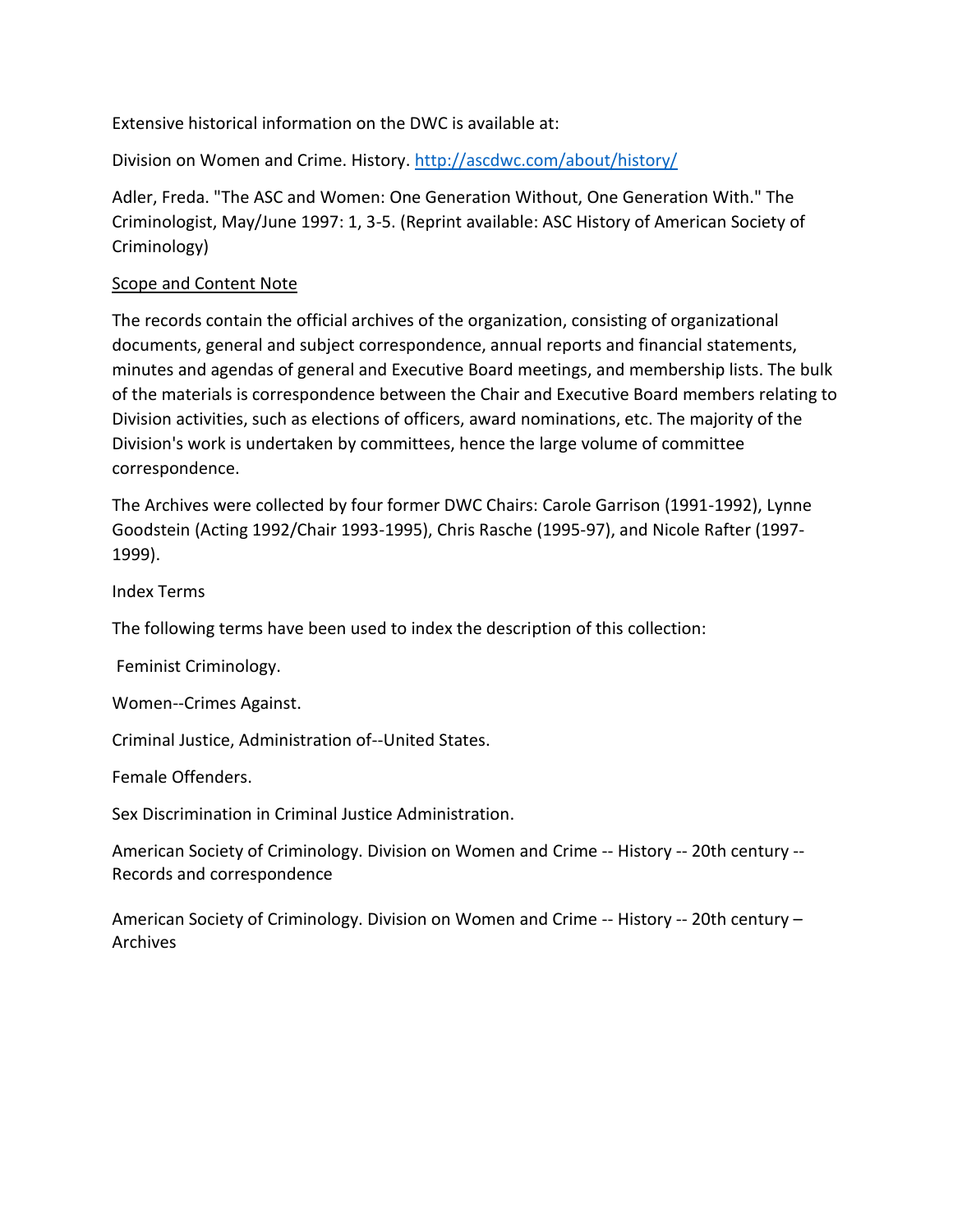Extensive historical information on the DWC is available at:

Division on Women and Crime. History. [http://ascdwc.com/about/history/](http://ascdwc.com/about/history/)

Adler, Freda. "The ASC and Women: One Generation Without, One Generation With." The Criminologist, May/June 1997: 1, 3-5. (Reprint available: ASC History of American Society of Criminology)

## Scope and Content Note

The records contain the official archives of the organization, consisting of organizational documents, general and subject correspondence, annual reports and financial statements, minutes and agendas of general and Executive Board meetings, and membership lists. The bulk of the materials is correspondence between the Chair and Executive Board members relating to Division activities, such as elections of officers, award nominations, etc. The majority of the Division's work is undertaken by committees, hence the large volume of committee correspondence.

The Archives were collected by four former DWC Chairs: Carole Garrison (1991-1992), Lynne Goodstein (Acting 1992/Chair 1993-1995), Chris Rasche (1995-97), and Nicole Rafter (1997-1999).

Index Terms

The following terms have been used to index the description of this collection:

Feminist Criminology.

Women--Crimes Against.

Criminal Justice, Administration of--United States.

Female Offenders.

Sex Discrimination in Criminal Justice Administration.

American Society of Criminology. Division on Women and Crime -- History -- 20th century -- Records and correspondence

American Society of Criminology. Division on Women and Crime -- History -- 20th century – Archives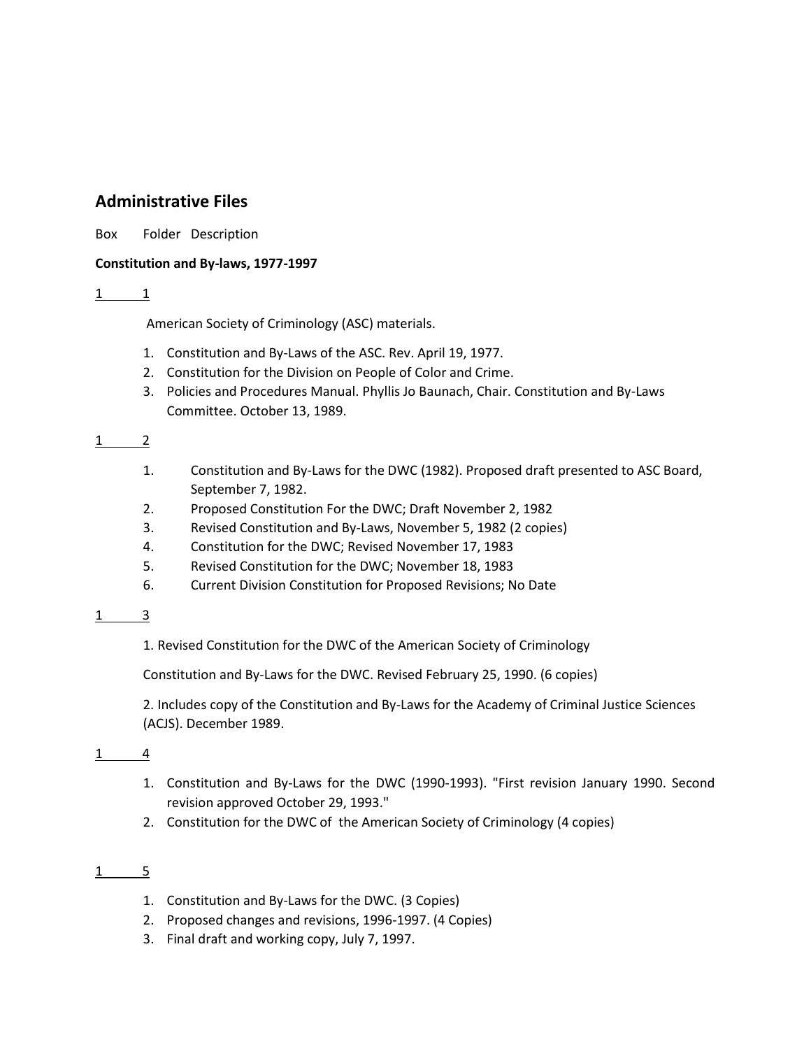## Administrative Files

Box Folder Description

**Constitution and By-laws, 1977-1997**

1 1

American Society of Criminology (ASC) materials.

1. Constitution and By-Laws of the ASC. Rev. April 19, 1977.
2. Constitution for the Division on People of Color and Crime.
3. Policies and Procedures Manual. Phyllis Jo Baunach, Chair. Constitution and By-Laws Committee. October 13, 1989.

1 2

1. Constitution and By-Laws for the DWC (1982). Proposed draft presented to ASC Board, September 7, 1982.
2. Proposed Constitution For the DWC; Draft November 2, 1982
3. Revised Constitution and By-Laws, November 5, 1982 (2 copies)
4. Constitution for the DWC; Revised November 17, 1983
5. Revised Constitution for the DWC; November 18, 1983
6. Current Division Constitution for Proposed Revisions; No Date

1 3

1. Revised Constitution for the DWC of the American Society of Criminology

Constitution and By-Laws for the DWC. Revised February 25, 1990. (6 copies)

2. Includes copy of the Constitution and By-Laws for the Academy of Criminal Justice Sciences (ACJS). December 1989.

1 4

1. Constitution and By-Laws for the DWC (1990-1993). "First revision January 1990. Second revision approved October 29, 1993."
2. Constitution for the DWC of the American Society of Criminology (4 copies)

1 5

1. Constitution and By-Laws for the DWC. (3 Copies)
2. Proposed changes and revisions, 1996-1997. (4 Copies)
3. Final draft and working copy, July 7, 1997.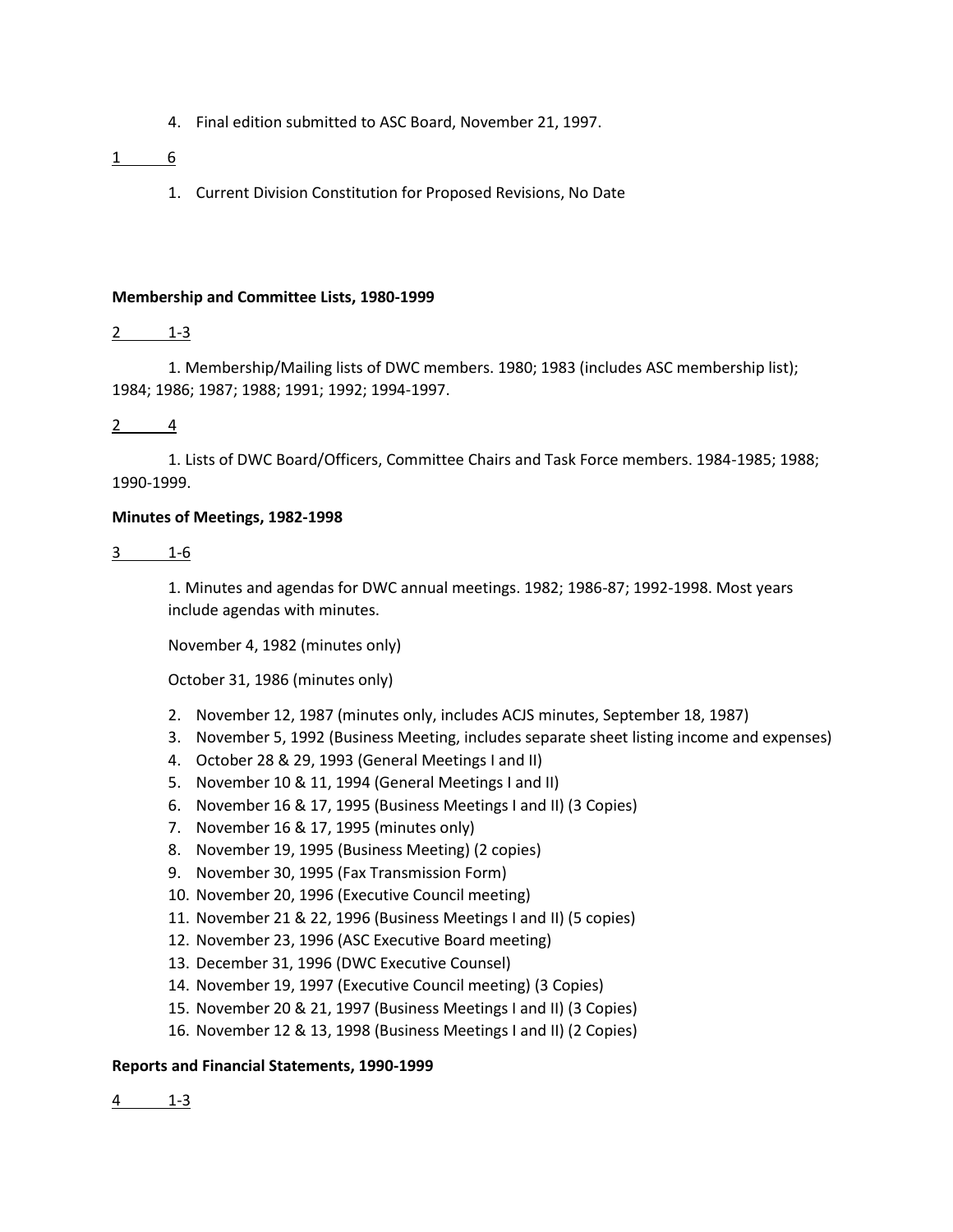4. Final edition submitted to ASC Board, November 21, 1997.

<u>1 6</u>

1. Current Division Constitution for Proposed Revisions, No Date

**Membership and Committee Lists, 1980-1999**

<u>2 1-3</u>

1. Membership/Mailing lists of DWC members. 1980; 1983 (includes ASC membership list); 1984; 1986; 1987; 1988; 1991; 1992; 1994-1997.

<u>2 4</u>

1. Lists of DWC Board/Officers, Committee Chairs and Task Force members. 1984-1985; 1988; 1990-1999.

**Minutes of Meetings, 1982-1998**

<u>3 1-6</u>

1. Minutes and agendas for DWC annual meetings. 1982; 1986-87; 1992-1998. Most years include agendas with minutes.

November 4, 1982 (minutes only)

October 31, 1986 (minutes only)

2. November 12, 1987 (minutes only, includes ACJS minutes, September 18, 1987)
3. November 5, 1992 (Business Meeting, includes separate sheet listing income and expenses)
4. October 28 & 29, 1993 (General Meetings I and II)
5. November 10 & 11, 1994 (General Meetings I and II)
6. November 16 & 17, 1995 (Business Meetings I and II) (3 Copies)
7. November 16 & 17, 1995 (minutes only)
8. November 19, 1995 (Business Meeting) (2 copies)
9. November 30, 1995 (Fax Transmission Form)
10. November 20, 1996 (Executive Council meeting)
11. November 21 & 22, 1996 (Business Meetings I and II) (5 copies)
12. November 23, 1996 (ASC Executive Board meeting)
13. December 31, 1996 (DWC Executive Counsel)
14. November 19, 1997 (Executive Council meeting) (3 Copies)
15. November 20 & 21, 1997 (Business Meetings I and II) (3 Copies)
16. November 12 & 13, 1998 (Business Meetings I and II) (2 Copies)

**Reports and Financial Statements, 1990-1999**

<u>4 1-3</u>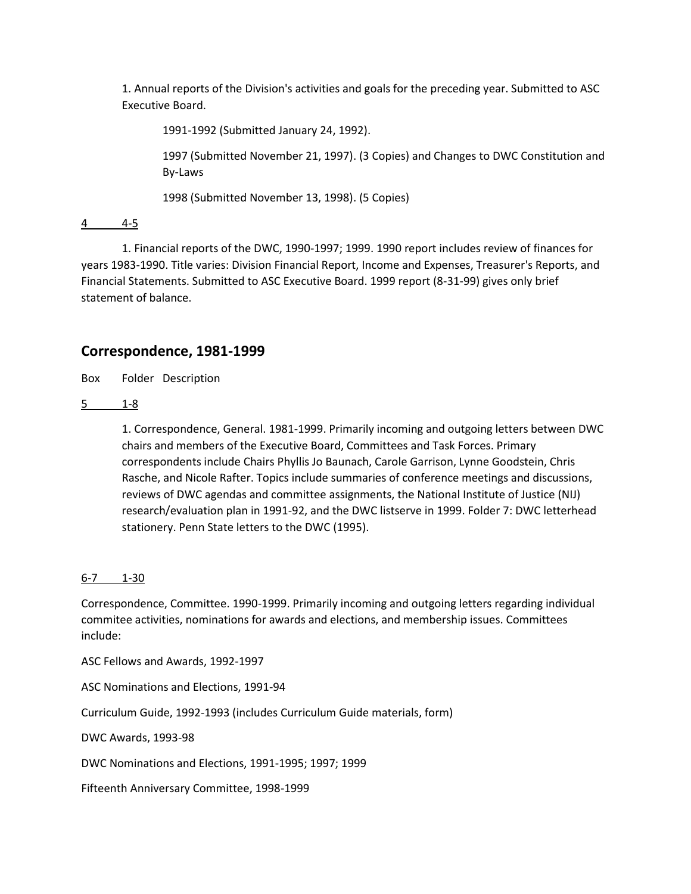1. Annual reports of the Division's activities and goals for the preceding year. Submitted to ASC Executive Board.

1991-1992 (Submitted January 24, 1992).

1997 (Submitted November 21, 1997). (3 Copies) and Changes to DWC Constitution and By-Laws

1998 (Submitted November 13, 1998). (5 Copies)

<u>4 4-5</u>

1. Financial reports of the DWC, 1990-1997; 1999. 1990 report includes review of finances for years 1983-1990. Title varies: Division Financial Report, Income and Expenses, Treasurer's Reports, and Financial Statements. Submitted to ASC Executive Board. 1999 report (8-31-99) gives only brief statement of balance.

## Correspondence, 1981-1999

Box Folder Description

<u>5 1-8</u>

1. Correspondence, General. 1981-1999. Primarily incoming and outgoing letters between DWC chairs and members of the Executive Board, Committees and Task Forces. Primary correspondents include Chairs Phyllis Jo Baunach, Carole Garrison, Lynne Goodstein, Chris Rasche, and Nicole Rafter. Topics include summaries of conference meetings and discussions, reviews of DWC agendas and committee assignments, the National Institute of Justice (NIJ) research/evaluation plan in 1991-92, and the DWC listserve in 1999. Folder 7: DWC letterhead stationery. Penn State letters to the DWC (1995).

<u>6-7 1-30</u>

Correspondence, Committee. 1990-1999. Primarily incoming and outgoing letters regarding individual commitee activities, nominations for awards and elections, and membership issues. Committees include:

ASC Fellows and Awards, 1992-1997

ASC Nominations and Elections, 1991-94

Curriculum Guide, 1992-1993 (includes Curriculum Guide materials, form)

DWC Awards, 1993-98

DWC Nominations and Elections, 1991-1995; 1997; 1999

Fifteenth Anniversary Committee, 1998-1999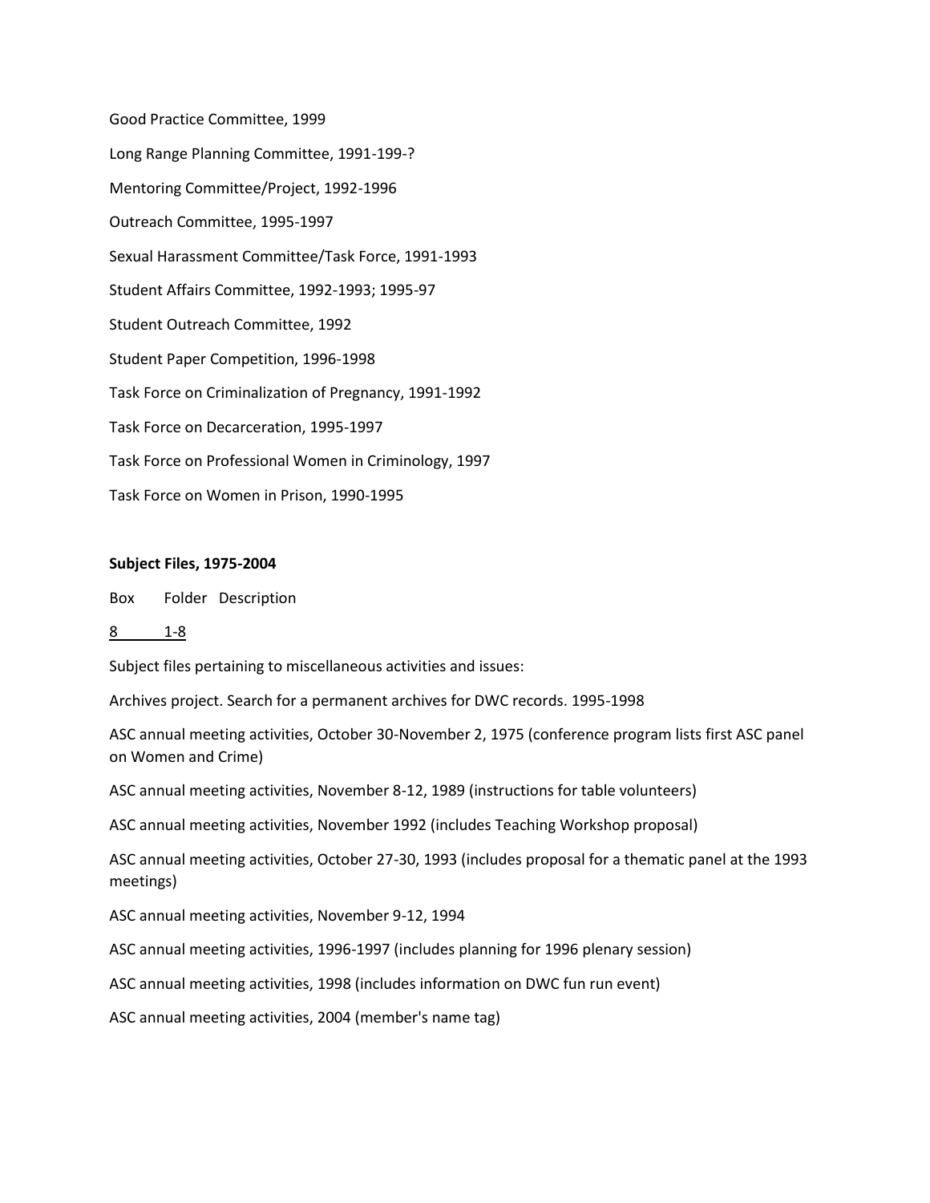Good Practice Committee, 1999

Long Range Planning Committee, 1991-199-?

Mentoring Committee/Project, 1992-1996

Outreach Committee, 1995-1997

Sexual Harassment Committee/Task Force, 1991-1993

Student Affairs Committee, 1992-1993; 1995-97

Student Outreach Committee, 1992

Student Paper Competition, 1996-1998

Task Force on Criminalization of Pregnancy, 1991-1992

Task Force on Decarceration, 1995-1997

Task Force on Professional Women in Criminology, 1997

Task Force on Women in Prison, 1990-1995

**Subject Files, 1975-2004**

| Box | Folder | Description |
|---|---|---|
| 8 | 1-8 | |

Subject files pertaining to miscellaneous activities and issues:

Archives project. Search for a permanent archives for DWC records. 1995-1998

ASC annual meeting activities, October 30-November 2, 1975 (conference program lists first ASC panel on Women and Crime)

ASC annual meeting activities, November 8-12, 1989 (instructions for table volunteers)

ASC annual meeting activities, November 1992 (includes Teaching Workshop proposal)

ASC annual meeting activities, October 27-30, 1993 (includes proposal for a thematic panel at the 1993 meetings)

ASC annual meeting activities, November 9-12, 1994

ASC annual meeting activities, 1996-1997 (includes planning for 1996 plenary session)

ASC annual meeting activities, 1998 (includes information on DWC fun run event)

ASC annual meeting activities, 2004 (member's name tag)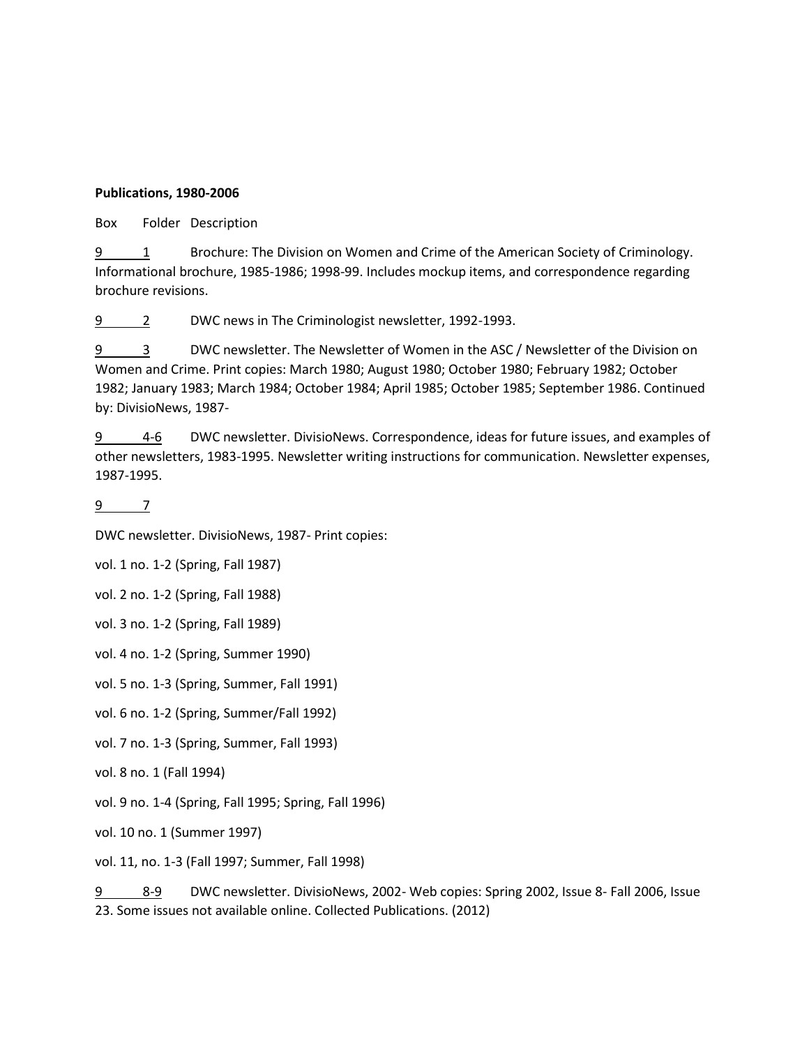**Publications, 1980-2006**

Box Folder Description

9 1 Brochure: The Division on Women and Crime of the American Society of Criminology. Informational brochure, 1985-1986; 1998-99. Includes mockup items, and correspondence regarding brochure revisions.

9 2 DWC news in The Criminologist newsletter, 1992-1993.

9 3 DWC newsletter. The Newsletter of Women in the ASC / Newsletter of the Division on Women and Crime. Print copies: March 1980; August 1980; October 1980; February 1982; October 1982; January 1983; March 1984; October 1984; April 1985; October 1985; September 1986. Continued by: DivisioNews, 1987-

9 4-6 DWC newsletter. DivisioNews. Correspondence, ideas for future issues, and examples of other newsletters, 1983-1995. Newsletter writing instructions for communication. Newsletter expenses, 1987-1995.

9 7

DWC newsletter. DivisioNews, 1987- Print copies:

vol. 1 no. 1-2 (Spring, Fall 1987)

vol. 2 no. 1-2 (Spring, Fall 1988)

vol. 3 no. 1-2 (Spring, Fall 1989)

vol. 4 no. 1-2 (Spring, Summer 1990)

vol. 5 no. 1-3 (Spring, Summer, Fall 1991)

vol. 6 no. 1-2 (Spring, Summer/Fall 1992)

vol. 7 no. 1-3 (Spring, Summer, Fall 1993)

vol. 8 no. 1 (Fall 1994)

vol. 9 no. 1-4 (Spring, Fall 1995; Spring, Fall 1996)

vol. 10 no. 1 (Summer 1997)

vol. 11, no. 1-3 (Fall 1997; Summer, Fall 1998)

9 8-9 DWC newsletter. DivisioNews, 2002- Web copies: Spring 2002, Issue 8- Fall 2006, Issue 23. Some issues not available online. Collected Publications. (2012)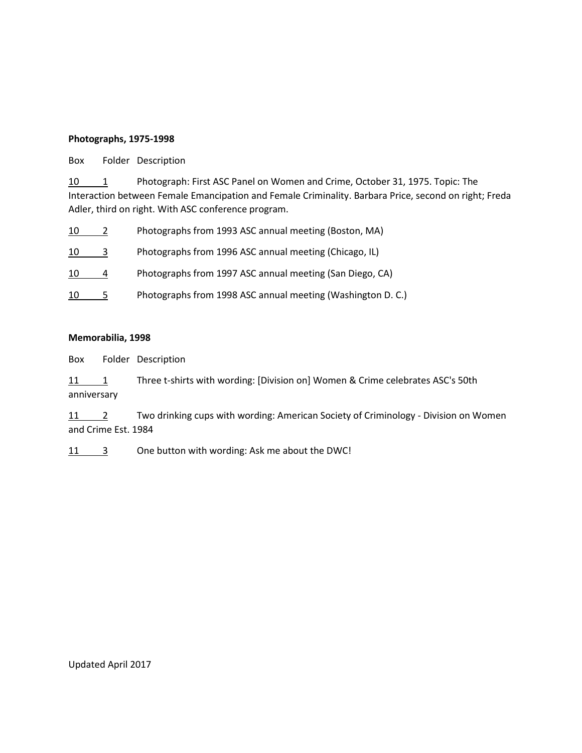**Photographs, 1975-1998**

| Box | Folder | Description |
| --- | --- | --- |
| 10 | 1 | Photograph: First ASC Panel on Women and Crime, October 31, 1975. Topic: The Interaction between Female Emancipation and Female Criminality. Barbara Price, second on right; Freda Adler, third on right. With ASC conference program. |
| 10 | 2 | Photographs from 1993 ASC annual meeting (Boston, MA) |
| 10 | 3 | Photographs from 1996 ASC annual meeting (Chicago, IL) |
| 10 | 4 | Photographs from 1997 ASC annual meeting (San Diego, CA) |
| 10 | 5 | Photographs from 1998 ASC annual meeting (Washington D. C.) |

**Memorabilia, 1998**

| Box | Folder | Description |
| --- | --- | --- |
| 11 | 1 | Three t-shirts with wording: [Division on] Women & Crime celebrates ASC's 50th anniversary |
| 11 | 2 | Two drinking cups with wording: American Society of Criminology - Division on Women and Crime Est. 1984 |
| 11 | 3 | One button with wording: Ask me about the DWC! |

Updated April 2017